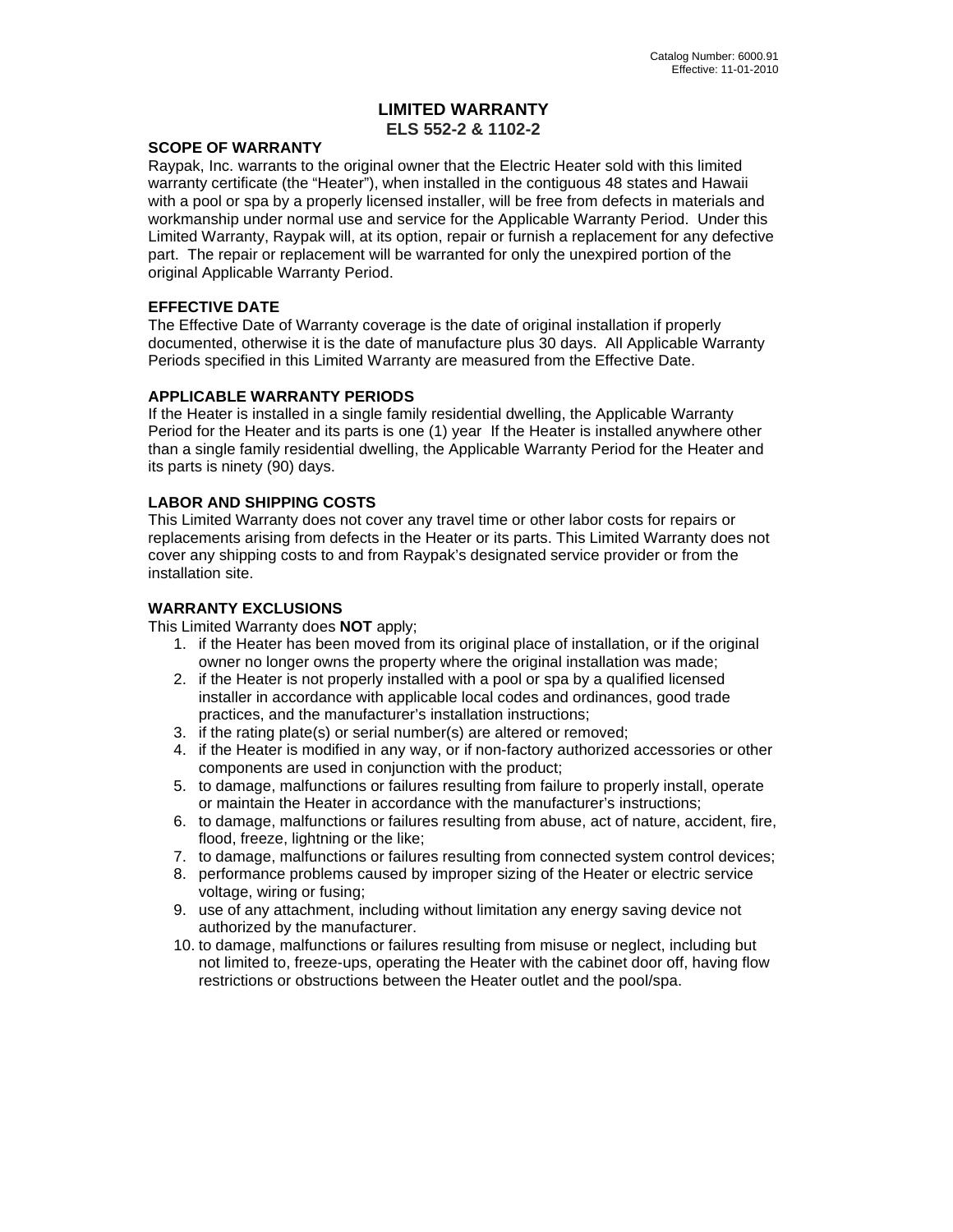Catalog Number: 6000.91
Effective: 11-01-2010

# LIMITED WARRANTY
## ELS 552-2 & 1102-2

**SCOPE OF WARRANTY**

Raypak, Inc. warrants to the original owner that the Electric Heater sold with this limited warranty certificate (the "Heater"), when installed in the contiguous 48 states and Hawaii with a pool or spa by a properly licensed installer, will be free from defects in materials and workmanship under normal use and service for the Applicable Warranty Period. Under this Limited Warranty, Raypak will, at its option, repair or furnish a replacement for any defective part. The repair or replacement will be warranted for only the unexpired portion of the original Applicable Warranty Period.

**EFFECTIVE DATE**

The Effective Date of Warranty coverage is the date of original installation if properly documented, otherwise it is the date of manufacture plus 30 days. All Applicable Warranty Periods specified in this Limited Warranty are measured from the Effective Date.

**APPLICABLE WARRANTY PERIODS**

If the Heater is installed in a single family residential dwelling, the Applicable Warranty Period for the Heater and its parts is one (1) year If the Heater is installed anywhere other than a single family residential dwelling, the Applicable Warranty Period for the Heater and its parts is ninety (90) days.

**LABOR AND SHIPPING COSTS**

This Limited Warranty does not cover any travel time or other labor costs for repairs or replacements arising from defects in the Heater or its parts. This Limited Warranty does not cover any shipping costs to and from Raypak's designated service provider or from the installation site.

**WARRANTY EXCLUSIONS**

This Limited Warranty does **NOT** apply;

1. if the Heater has been moved from its original place of installation, or if the original owner no longer owns the property where the original installation was made;
2. if the Heater is not properly installed with a pool or spa by a qualified licensed installer in accordance with applicable local codes and ordinances, good trade practices, and the manufacturer's installation instructions;
3. if the rating plate(s) or serial number(s) are altered or removed;
4. if the Heater is modified in any way, or if non-factory authorized accessories or other components are used in conjunction with the product;
5. to damage, malfunctions or failures resulting from failure to properly install, operate or maintain the Heater in accordance with the manufacturer's instructions;
6. to damage, malfunctions or failures resulting from abuse, act of nature, accident, fire, flood, freeze, lightning or the like;
7. to damage, malfunctions or failures resulting from connected system control devices;
8. performance problems caused by improper sizing of the Heater or electric service voltage, wiring or fusing;
9. use of any attachment, including without limitation any energy saving device not authorized by the manufacturer.
10. to damage, malfunctions or failures resulting from misuse or neglect, including but not limited to, freeze-ups, operating the Heater with the cabinet door off, having flow restrictions or obstructions between the Heater outlet and the pool/spa.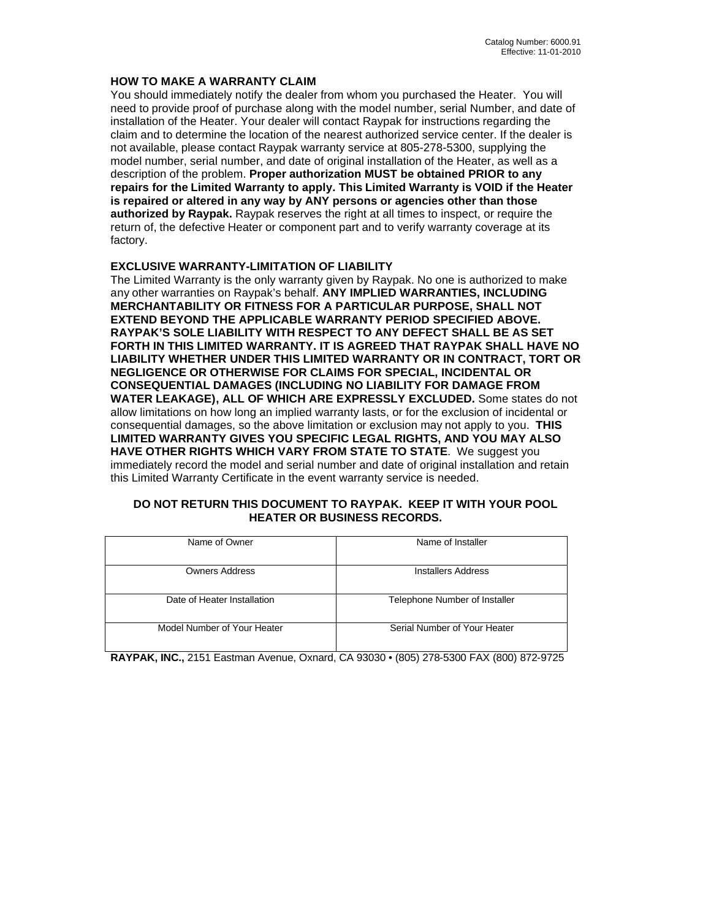Catalog Number: 6000.91
Effective: 11-01-2010

### HOW TO MAKE A WARRANTY CLAIM

You should immediately notify the dealer from whom you purchased the Heater. You will need to provide proof of purchase along with the model number, serial Number, and date of installation of the Heater. Your dealer will contact Raypak for instructions regarding the claim and to determine the location of the nearest authorized service center. If the dealer is not available, please contact Raypak warranty service at 805-278-5300, supplying the model number, serial number, and date of original installation of the Heater, as well as a description of the problem. **Proper authorization MUST be obtained PRIOR to any repairs for the Limited Warranty to apply. This Limited Warranty is VOID if the Heater is repaired or altered in any way by ANY persons or agencies other than those authorized by Raypak.** Raypak reserves the right at all times to inspect, or require the return of, the defective Heater or component part and to verify warranty coverage at its factory.

### EXCLUSIVE WARRANTY-LIMITATION OF LIABILITY

The Limited Warranty is the only warranty given by Raypak. No one is authorized to make any other warranties on Raypak's behalf. **ANY IMPLIED WARRANTIES, INCLUDING MERCHANTABILITY OR FITNESS FOR A PARTICULAR PURPOSE, SHALL NOT EXTEND BEYOND THE APPLICABLE WARRANTY PERIOD SPECIFIED ABOVE. RAYPAK'S SOLE LIABILITY WITH RESPECT TO ANY DEFECT SHALL BE AS SET FORTH IN THIS LIMITED WARRANTY. IT IS AGREED THAT RAYPAK SHALL HAVE NO LIABILITY WHETHER UNDER THIS LIMITED WARRANTY OR IN CONTRACT, TORT OR NEGLIGENCE OR OTHERWISE FOR CLAIMS FOR SPECIAL, INCIDENTAL OR CONSEQUENTIAL DAMAGES (INCLUDING NO LIABILITY FOR DAMAGE FROM WATER LEAKAGE), ALL OF WHICH ARE EXPRESSLY EXCLUDED.** Some states do not allow limitations on how long an implied warranty lasts, or for the exclusion of incidental or consequential damages, so the above limitation or exclusion may not apply to you. **THIS LIMITED WARRANTY GIVES YOU SPECIFIC LEGAL RIGHTS, AND YOU MAY ALSO HAVE OTHER RIGHTS WHICH VARY FROM STATE TO STATE**. We suggest you immediately record the model and serial number and date of original installation and retain this Limited Warranty Certificate in the event warranty service is needed.

**DO NOT RETURN THIS DOCUMENT TO RAYPAK. KEEP IT WITH YOUR POOL HEATER OR BUSINESS RECORDS.**

| | |
|---|---|
| Name of Owner | Name of Installer |
| Owners Address | Installers Address |
| Date of Heater Installation | Telephone Number of Installer |
| Model Number of Your Heater | Serial Number of Your Heater |

**RAYPAK, INC.,** 2151 Eastman Avenue, Oxnard, CA 93030 • (805) 278-5300 FAX (800) 872-9725